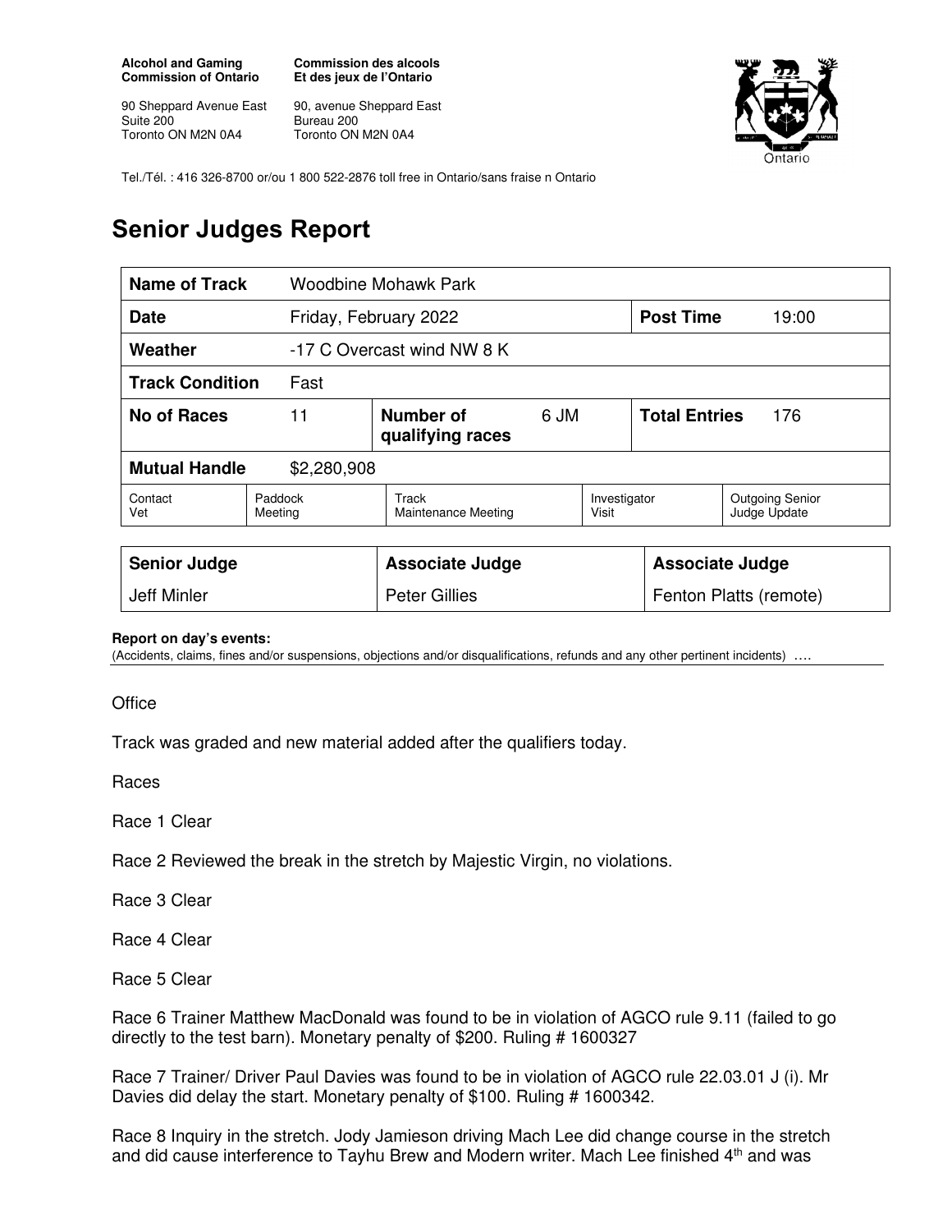**Alcohol and Gaming Commission of Ontario**

90 Sheppard Avenue East
Suite 200
Toronto ON M2N 0A4

**Commission des alcools Et des jeux de l'Ontario**

90, avenue Sheppard East
Bureau 200
Toronto ON M2N 0A4

Tel./Tél. : 416 326-8700 or/ou 1 800 522-2876 toll free in Ontario/sans fraise n Ontario

# Senior Judges Report

| **Name of Track** | Woodbine Mohawk Park | | | | |
|---|---|---|---|---|---|
| **Date** | Friday, February 2022 | | | **Post Time** | 19:00 |
| **Weather** | -17 C Overcast wind NW 8 K | | | | |
| **Track Condition** | Fast | | | | |
| **No of Races** | 11 | **Number of qualifying races** | 6 JM | **Total Entries** | 176 |
| **Mutual Handle** | $2,280,908 | | | | |
| Contact Vet | Paddock Meeting | Track Maintenance Meeting | Investigator Visit | Outgoing Senior Judge Update | |

| **Senior Judge** | **Associate Judge** | **Associate Judge** |
|---|---|---|
| Jeff Minler | Peter Gillies | Fenton Platts (remote) |

**Report on day's events:**
(Accidents, claims, fines and/or suspensions, objections and/or disqualifications, refunds and any other pertinent incidents) ….

Office

Track was graded and new material added after the qualifiers today.

Races

Race 1 Clear

Race 2 Reviewed the break in the stretch by Majestic Virgin, no violations.

Race 3 Clear

Race 4 Clear

Race 5 Clear

Race 6 Trainer Matthew MacDonald was found to be in violation of AGCO rule 9.11 (failed to go directly to the test barn). Monetary penalty of $200. Ruling # 1600327

Race 7 Trainer/ Driver Paul Davies was found to be in violation of AGCO rule 22.03.01 J (i). Mr Davies did delay the start. Monetary penalty of $100. Ruling # 1600342.

Race 8 Inquiry in the stretch. Jody Jamieson driving Mach Lee did change course in the stretch and did cause interference to Tayhu Brew and Modern writer. Mach Lee finished 4th and was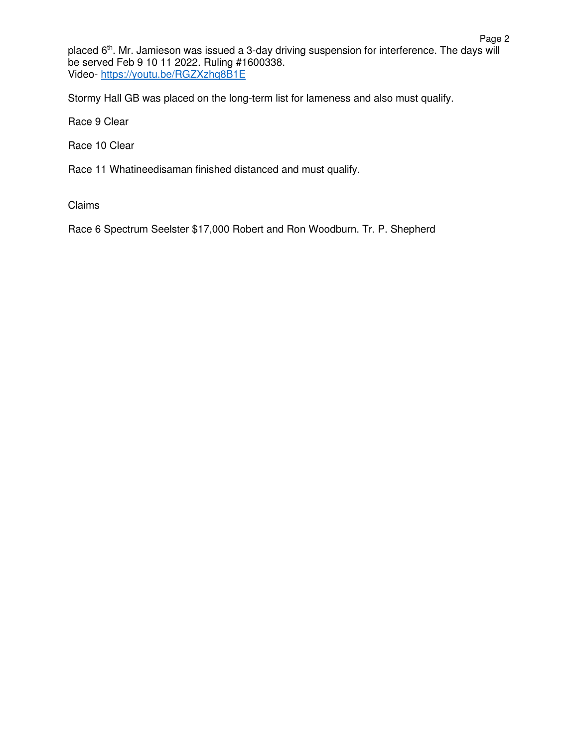placed 6th. Mr. Jamieson was issued a 3-day driving suspension for interference. The days will be served Feb 9 10 11 2022. Ruling #1600338.
Video- [https://youtu.be/RGZXzhq8B1E](https://youtu.be/RGZXzhq8B1E)

Stormy Hall GB was placed on the long-term list for lameness and also must qualify.

Race 9 Clear

Race 10 Clear

Race 11 Whatineedisaman finished distanced and must qualify.

Claims

Race 6 Spectrum Seelster $17,000 Robert and Ron Woodburn. Tr. P. Shepherd